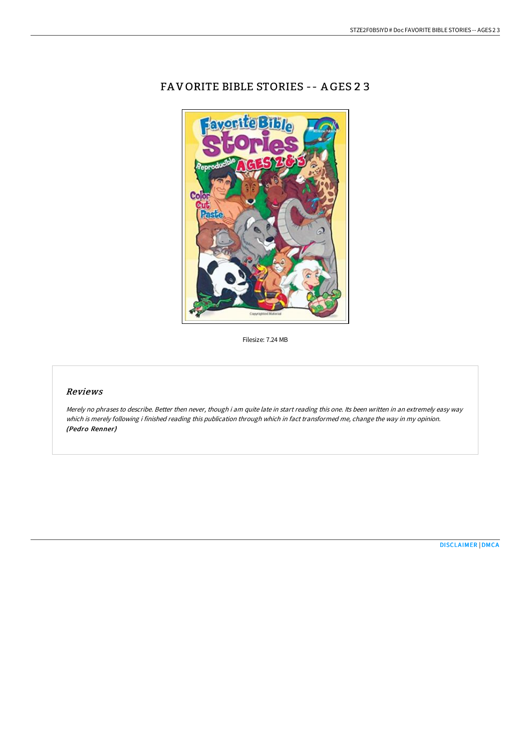# FAVORITE BIBLE STORIES -- AGES 2 3

Filesize: 7.24 MB

## Reviews

*Merely no phrases to describe. Better then never, though i am quite late in start reading this one. Its been written in an extremely easy way which is merely following i finished reading this publication through which in fact transformed me, change the way in my opinion.*
***(Pedro Renner)***

DISCLAIMER | DMCA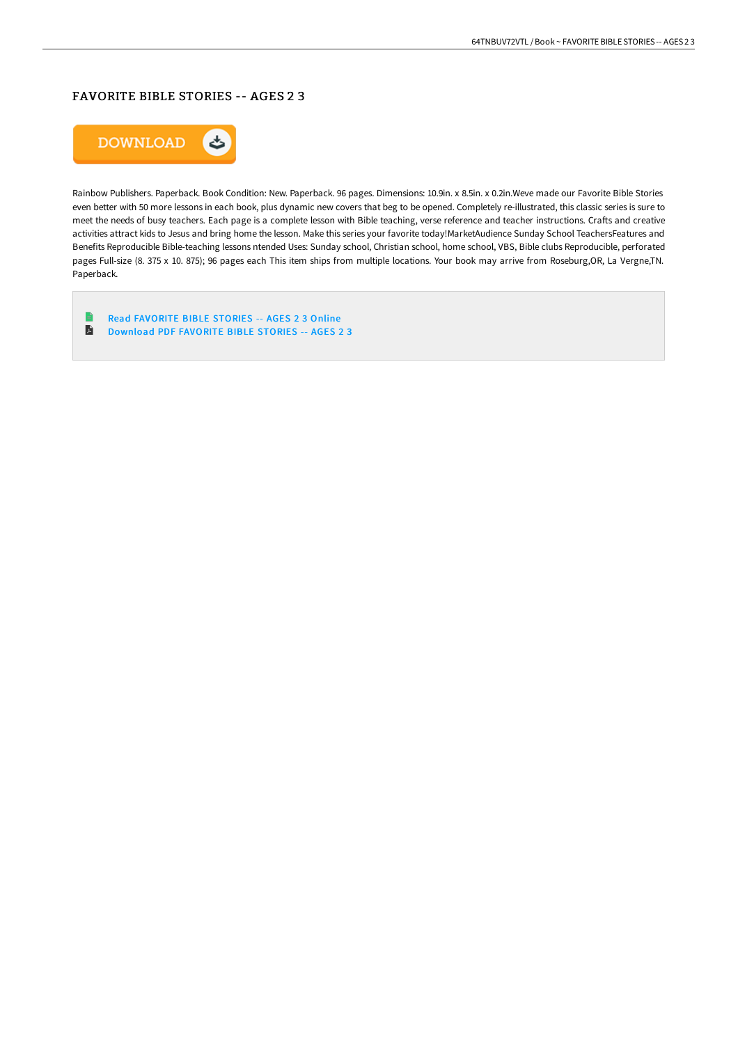# FAVORITE BIBLE STORIES -- AGES 2 3

DOWNLOAD

Rainbow Publishers. Paperback. Book Condition: New. Paperback. 96 pages. Dimensions: 10.9in. x 8.5in. x 0.2in.Weve made our Favorite Bible Stories even better with 50 more lessons in each book, plus dynamic new covers that beg to be opened. Completely re-illustrated, this classic series is sure to meet the needs of busy teachers. Each page is a complete lesson with Bible teaching, verse reference and teacher instructions. Crafts and creative activities attract kids to Jesus and bring home the lesson. Make this series your favorite today!MarketAudience Sunday School TeachersFeatures and Benefits Reproducible Bible-teaching lessons ntended Uses: Sunday school, Christian school, home school, VBS, Bible clubs Reproducible, perforated pages Full-size (8. 375 x 10. 875); 96 pages each This item ships from multiple locations. Your book may arrive from Roseburg,OR, La Vergne,TN. Paperback.

- Read FAVORITE BIBLE STORIES -- AGES 2 3 Online
- Download PDF FAVORITE BIBLE STORIES -- AGES 2 3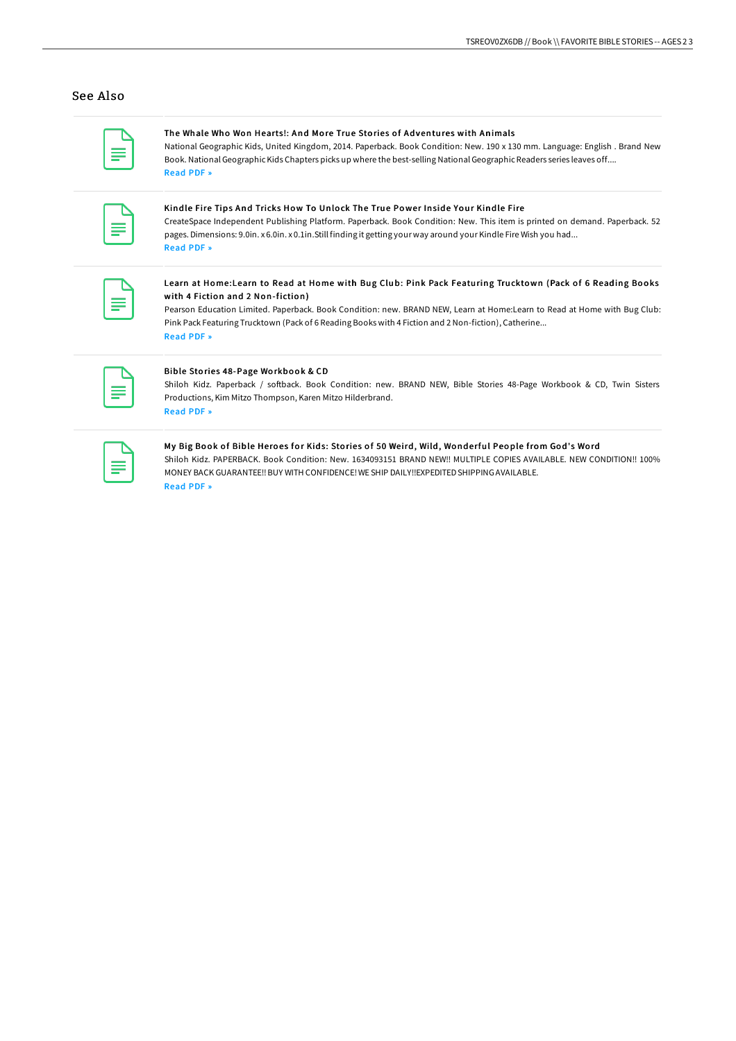## See Also

### The Whale Who Won Hearts!: And More True Stories of Adventures with Animals

National Geographic Kids, United Kingdom, 2014. Paperback. Book Condition: New. 190 x 130 mm. Language: English . Brand New Book. National Geographic Kids Chapters picks up where the best-selling National Geographic Readers series leaves off....

Read PDF »

### Kindle Fire Tips And Tricks How To Unlock The True Power Inside Your Kindle Fire

CreateSpace Independent Publishing Platform. Paperback. Book Condition: New. This item is printed on demand. Paperback. 52 pages. Dimensions: 9.0in. x 6.0in. x 0.1in.Still finding it getting your way around your Kindle Fire Wish you had...

Read PDF »

### Learn at Home:Learn to Read at Home with Bug Club: Pink Pack Featuring Trucktown (Pack of 6 Reading Books with 4 Fiction and 2 Non-fiction)

Pearson Education Limited. Paperback. Book Condition: new. BRAND NEW, Learn at Home:Learn to Read at Home with Bug Club: Pink Pack Featuring Trucktown (Pack of 6 Reading Books with 4 Fiction and 2 Non-fiction), Catherine...

Read PDF »

### Bible Stories 48-Page Workbook & CD

Shiloh Kidz. Paperback / softback. Book Condition: new. BRAND NEW, Bible Stories 48-Page Workbook & CD, Twin Sisters Productions, Kim Mitzo Thompson, Karen Mitzo Hilderbrand.

Read PDF »

### My Big Book of Bible Heroes for Kids: Stories of 50 Weird, Wild, Wonderful People from God's Word

Shiloh Kidz. PAPERBACK. Book Condition: New. 1634093151 BRAND NEW!! MULTIPLE COPIES AVAILABLE. NEW CONDITION!! 100% MONEY BACK GUARANTEE!! BUY WITH CONFIDENCE! WE SHIP DAILY!!EXPEDITED SHIPPING AVAILABLE.

Read PDF »